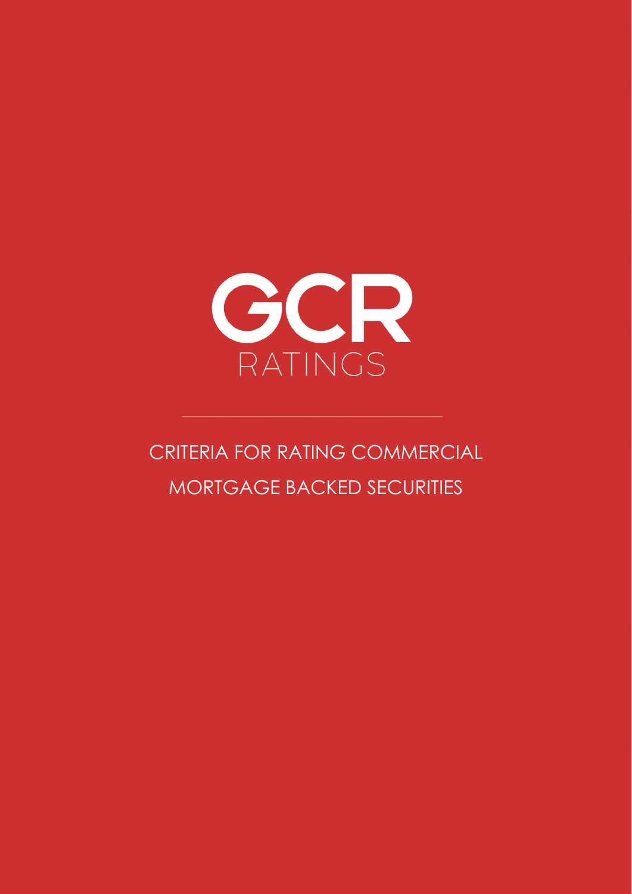GCR

RATINGS

# CRITERIA FOR RATING COMMERCIAL MORTGAGE BACKED SECURITIES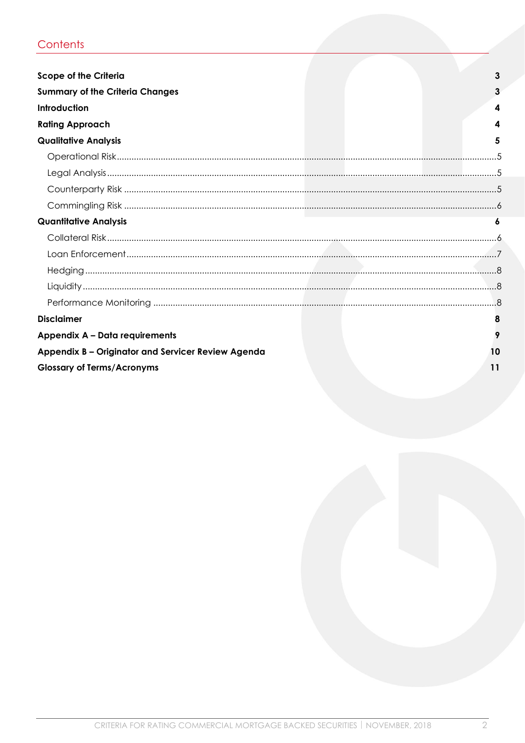## Contents

| | |
|---|---|
| **Scope of the Criteria** | **3** |
| **Summary of the Criteria Changes** | **3** |
| **Introduction** | **4** |
| **Rating Approach** | **4** |
| **Qualitative Analysis** | **5** |
| Operational Risk | 5 |
| Legal Analysis | 5 |
| Counterparty Risk | 5 |
| Commingling Risk | 6 |
| **Quantitative Analysis** | **6** |
| Collateral Risk | 6 |
| Loan Enforcement | 7 |
| Hedging | 8 |
| Liquidity | 8 |
| Performance Monitoring | 8 |
| **Disclaimer** | **8** |
| **Appendix A – Data requirements** | **9** |
| **Appendix B – Originator and Servicer Review Agenda** | **10** |
| **Glossary of Terms/Acronyms** | **11** |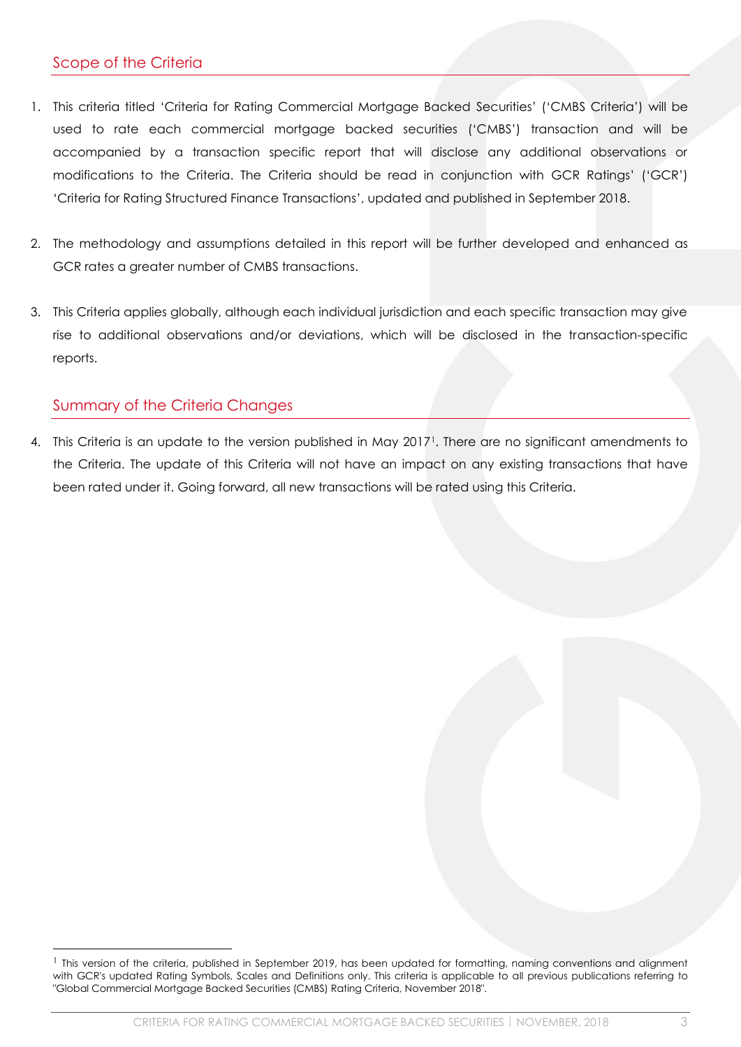## Scope of the Criteria

1. This criteria titled 'Criteria for Rating Commercial Mortgage Backed Securities' ('CMBS Criteria') will be used to rate each commercial mortgage backed securities ('CMBS') transaction and will be accompanied by a transaction specific report that will disclose any additional observations or modifications to the Criteria. The Criteria should be read in conjunction with GCR Ratings' ('GCR') 'Criteria for Rating Structured Finance Transactions', updated and published in September 2018.

2. The methodology and assumptions detailed in this report will be further developed and enhanced as GCR rates a greater number of CMBS transactions.

3. This Criteria applies globally, although each individual jurisdiction and each specific transaction may give rise to additional observations and/or deviations, which will be disclosed in the transaction-specific reports.

## Summary of the Criteria Changes

4. This Criteria is an update to the version published in May 2017[1]. There are no significant amendments to the Criteria. The update of this Criteria will not have an impact on any existing transactions that have been rated under it. Going forward, all new transactions will be rated using this Criteria.

[1] This version of the criteria, published in September 2019, has been updated for formatting, naming conventions and alignment with GCR's updated Rating Symbols, Scales and Definitions only. This criteria is applicable to all previous publications referring to "Global Commercial Mortgage Backed Securities (CMBS) Rating Criteria, November 2018".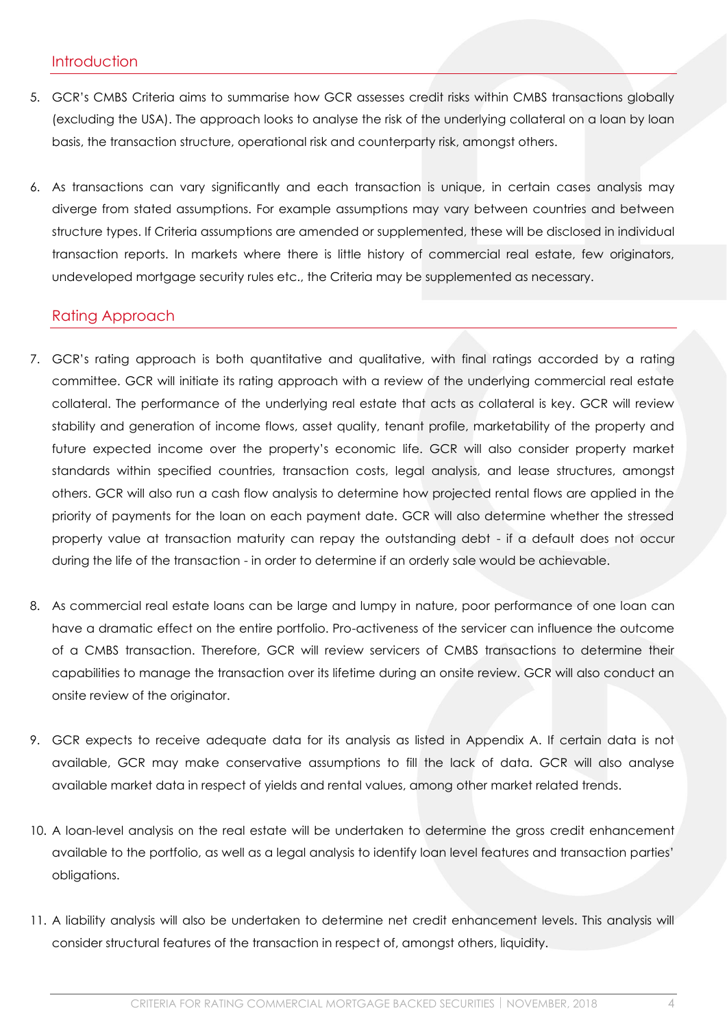## Introduction

5. GCR's CMBS Criteria aims to summarise how GCR assesses credit risks within CMBS transactions globally (excluding the USA). The approach looks to analyse the risk of the underlying collateral on a loan by loan basis, the transaction structure, operational risk and counterparty risk, amongst others.

6. As transactions can vary significantly and each transaction is unique, in certain cases analysis may diverge from stated assumptions. For example assumptions may vary between countries and between structure types. If Criteria assumptions are amended or supplemented, these will be disclosed in individual transaction reports. In markets where there is little history of commercial real estate, few originators, undeveloped mortgage security rules etc., the Criteria may be supplemented as necessary.

## Rating Approach

7. GCR's rating approach is both quantitative and qualitative, with final ratings accorded by a rating committee. GCR will initiate its rating approach with a review of the underlying commercial real estate collateral. The performance of the underlying real estate that acts as collateral is key. GCR will review stability and generation of income flows, asset quality, tenant profile, marketability of the property and future expected income over the property's economic life. GCR will also consider property market standards within specified countries, transaction costs, legal analysis, and lease structures, amongst others. GCR will also run a cash flow analysis to determine how projected rental flows are applied in the priority of payments for the loan on each payment date. GCR will also determine whether the stressed property value at transaction maturity can repay the outstanding debt - if a default does not occur during the life of the transaction - in order to determine if an orderly sale would be achievable.

8. As commercial real estate loans can be large and lumpy in nature, poor performance of one loan can have a dramatic effect on the entire portfolio. Pro-activeness of the servicer can influence the outcome of a CMBS transaction. Therefore, GCR will review servicers of CMBS transactions to determine their capabilities to manage the transaction over its lifetime during an onsite review. GCR will also conduct an onsite review of the originator.

9. GCR expects to receive adequate data for its analysis as listed in Appendix A. If certain data is not available, GCR may make conservative assumptions to fill the lack of data. GCR will also analyse available market data in respect of yields and rental values, among other market related trends.

10. A loan-level analysis on the real estate will be undertaken to determine the gross credit enhancement available to the portfolio, as well as a legal analysis to identify loan level features and transaction parties' obligations.

11. A liability analysis will also be undertaken to determine net credit enhancement levels. This analysis will consider structural features of the transaction in respect of, amongst others, liquidity.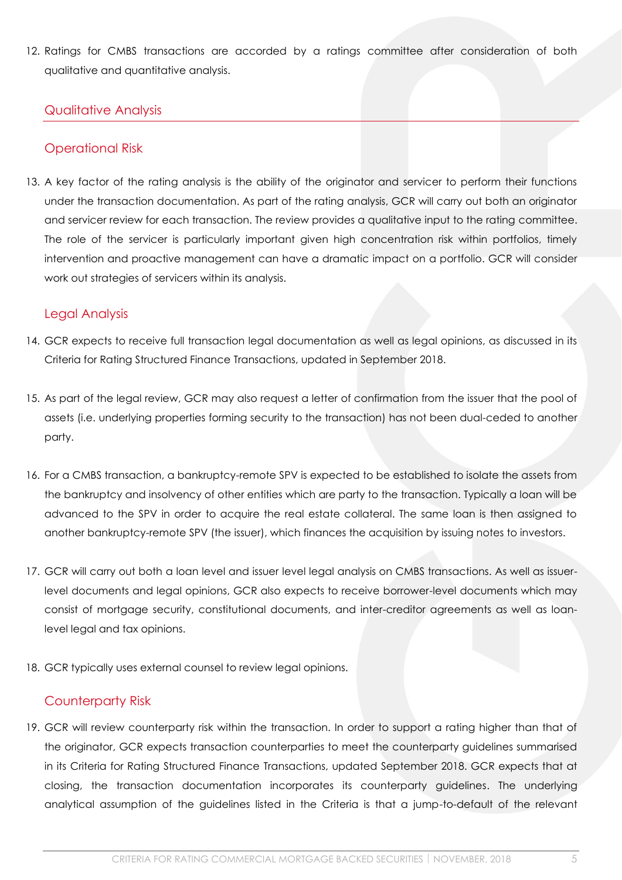12. Ratings for CMBS transactions are accorded by a ratings committee after consideration of both qualitative and quantitative analysis.

## Qualitative Analysis

### Operational Risk

13. A key factor of the rating analysis is the ability of the originator and servicer to perform their functions under the transaction documentation. As part of the rating analysis, GCR will carry out both an originator and servicer review for each transaction. The review provides a qualitative input to the rating committee. The role of the servicer is particularly important given high concentration risk within portfolios, timely intervention and proactive management can have a dramatic impact on a portfolio. GCR will consider work out strategies of servicers within its analysis.

### Legal Analysis

14. GCR expects to receive full transaction legal documentation as well as legal opinions, as discussed in its Criteria for Rating Structured Finance Transactions, updated in September 2018.

15. As part of the legal review, GCR may also request a letter of confirmation from the issuer that the pool of assets (i.e. underlying properties forming security to the transaction) has not been dual-ceded to another party.

16. For a CMBS transaction, a bankruptcy-remote SPV is expected to be established to isolate the assets from the bankruptcy and insolvency of other entities which are party to the transaction. Typically a loan will be advanced to the SPV in order to acquire the real estate collateral. The same loan is then assigned to another bankruptcy-remote SPV (the issuer), which finances the acquisition by issuing notes to investors.

17. GCR will carry out both a loan level and issuer level legal analysis on CMBS transactions. As well as issuer-level documents and legal opinions, GCR also expects to receive borrower-level documents which may consist of mortgage security, constitutional documents, and inter-creditor agreements as well as loan-level legal and tax opinions.

18. GCR typically uses external counsel to review legal opinions.

### Counterparty Risk

19. GCR will review counterparty risk within the transaction. In order to support a rating higher than that of the originator, GCR expects transaction counterparties to meet the counterparty guidelines summarised in its Criteria for Rating Structured Finance Transactions, updated September 2018. GCR expects that at closing, the transaction documentation incorporates its counterparty guidelines. The underlying analytical assumption of the guidelines listed in the Criteria is that a jump-to-default of the relevant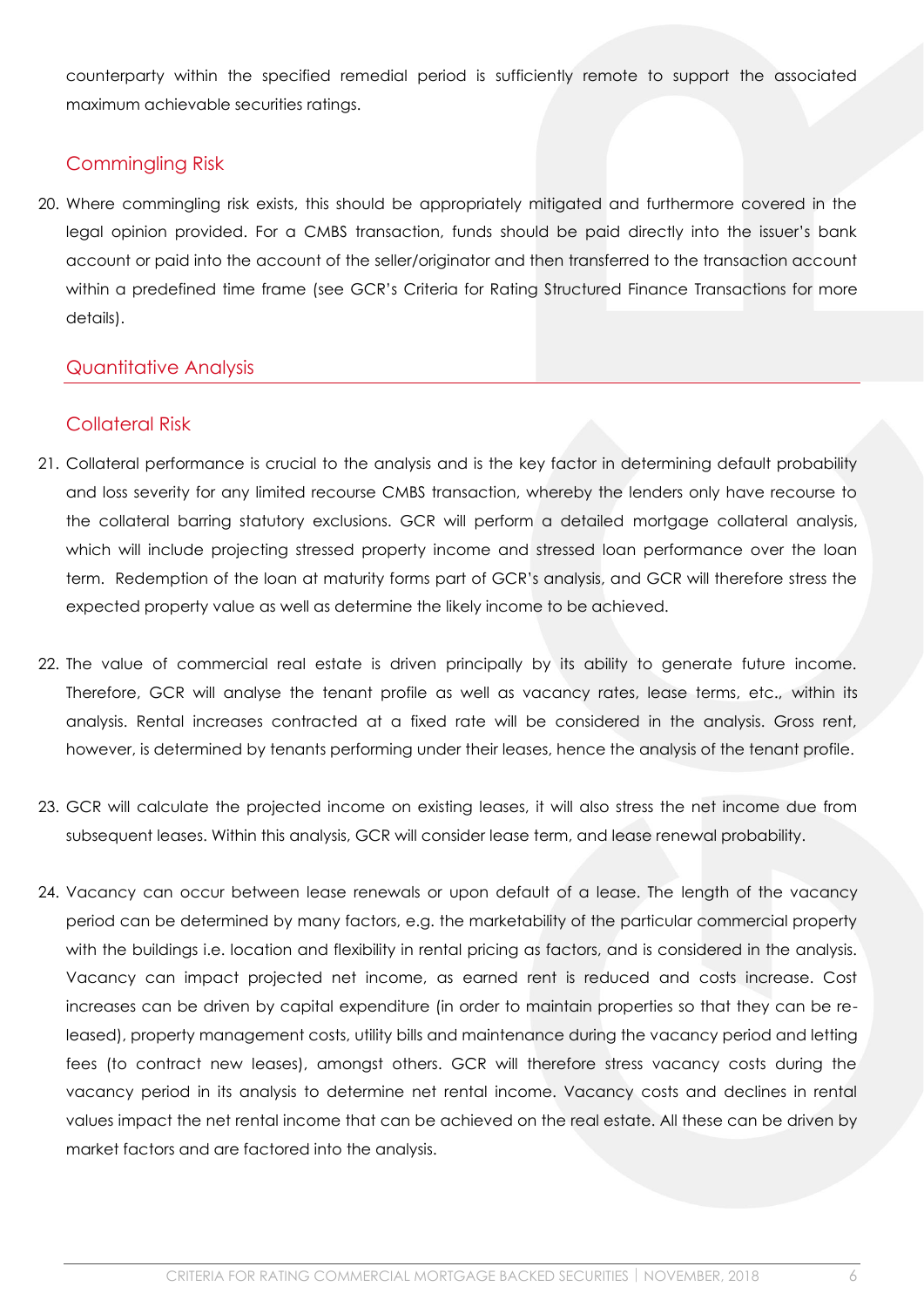counterparty within the specified remedial period is sufficiently remote to support the associated maximum achievable securities ratings.

## Commingling Risk

20. Where commingling risk exists, this should be appropriately mitigated and furthermore covered in the legal opinion provided. For a CMBS transaction, funds should be paid directly into the issuer's bank account or paid into the account of the seller/originator and then transferred to the transaction account within a predefined time frame (see GCR's Criteria for Rating Structured Finance Transactions for more details).

## Quantitative Analysis

## Collateral Risk

21. Collateral performance is crucial to the analysis and is the key factor in determining default probability and loss severity for any limited recourse CMBS transaction, whereby the lenders only have recourse to the collateral barring statutory exclusions. GCR will perform a detailed mortgage collateral analysis, which will include projecting stressed property income and stressed loan performance over the loan term. Redemption of the loan at maturity forms part of GCR's analysis, and GCR will therefore stress the expected property value as well as determine the likely income to be achieved.

22. The value of commercial real estate is driven principally by its ability to generate future income. Therefore, GCR will analyse the tenant profile as well as vacancy rates, lease terms, etc., within its analysis. Rental increases contracted at a fixed rate will be considered in the analysis. Gross rent, however, is determined by tenants performing under their leases, hence the analysis of the tenant profile.

23. GCR will calculate the projected income on existing leases, it will also stress the net income due from subsequent leases. Within this analysis, GCR will consider lease term, and lease renewal probability.

24. Vacancy can occur between lease renewals or upon default of a lease. The length of the vacancy period can be determined by many factors, e.g. the marketability of the particular commercial property with the buildings i.e. location and flexibility in rental pricing as factors, and is considered in the analysis. Vacancy can impact projected net income, as earned rent is reduced and costs increase. Cost increases can be driven by capital expenditure (in order to maintain properties so that they can be re-leased), property management costs, utility bills and maintenance during the vacancy period and letting fees (to contract new leases), amongst others. GCR will therefore stress vacancy costs during the vacancy period in its analysis to determine net rental income. Vacancy costs and declines in rental values impact the net rental income that can be achieved on the real estate. All these can be driven by market factors and are factored into the analysis.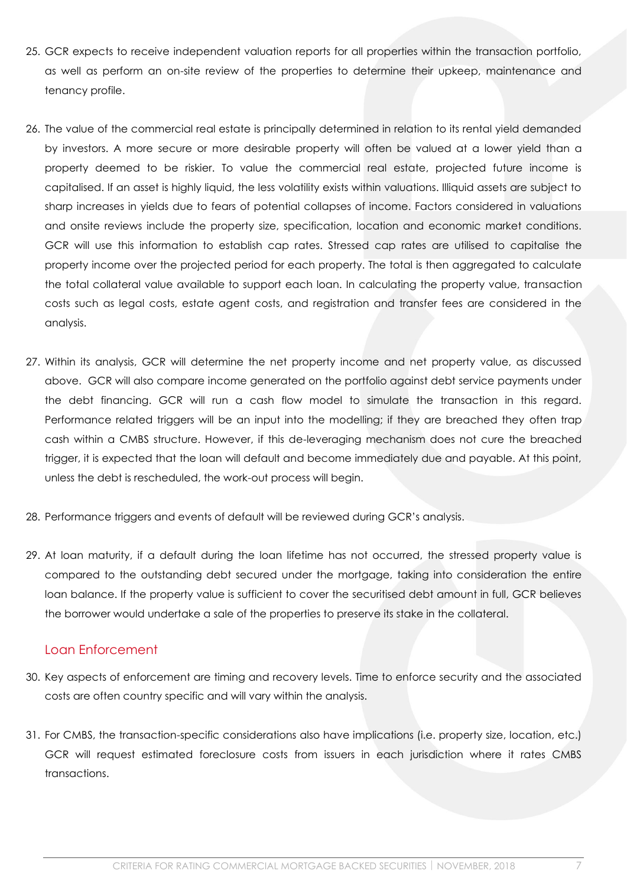25. GCR expects to receive independent valuation reports for all properties within the transaction portfolio, as well as perform an on-site review of the properties to determine their upkeep, maintenance and tenancy profile.

26. The value of the commercial real estate is principally determined in relation to its rental yield demanded by investors. A more secure or more desirable property will often be valued at a lower yield than a property deemed to be riskier. To value the commercial real estate, projected future income is capitalised. If an asset is highly liquid, the less volatility exists within valuations. Illiquid assets are subject to sharp increases in yields due to fears of potential collapses of income. Factors considered in valuations and onsite reviews include the property size, specification, location and economic market conditions. GCR will use this information to establish cap rates. Stressed cap rates are utilised to capitalise the property income over the projected period for each property. The total is then aggregated to calculate the total collateral value available to support each loan. In calculating the property value, transaction costs such as legal costs, estate agent costs, and registration and transfer fees are considered in the analysis.

27. Within its analysis, GCR will determine the net property income and net property value, as discussed above. GCR will also compare income generated on the portfolio against debt service payments under the debt financing. GCR will run a cash flow model to simulate the transaction in this regard. Performance related triggers will be an input into the modelling; if they are breached they often trap cash within a CMBS structure. However, if this de-leveraging mechanism does not cure the breached trigger, it is expected that the loan will default and become immediately due and payable. At this point, unless the debt is rescheduled, the work-out process will begin.

28. Performance triggers and events of default will be reviewed during GCR's analysis.

29. At loan maturity, if a default during the loan lifetime has not occurred, the stressed property value is compared to the outstanding debt secured under the mortgage, taking into consideration the entire loan balance. If the property value is sufficient to cover the securitised debt amount in full, GCR believes the borrower would undertake a sale of the properties to preserve its stake in the collateral.

## Loan Enforcement

30. Key aspects of enforcement are timing and recovery levels. Time to enforce security and the associated costs are often country specific and will vary within the analysis.

31. For CMBS, the transaction-specific considerations also have implications (i.e. property size, location, etc.) GCR will request estimated foreclosure costs from issuers in each jurisdiction where it rates CMBS transactions.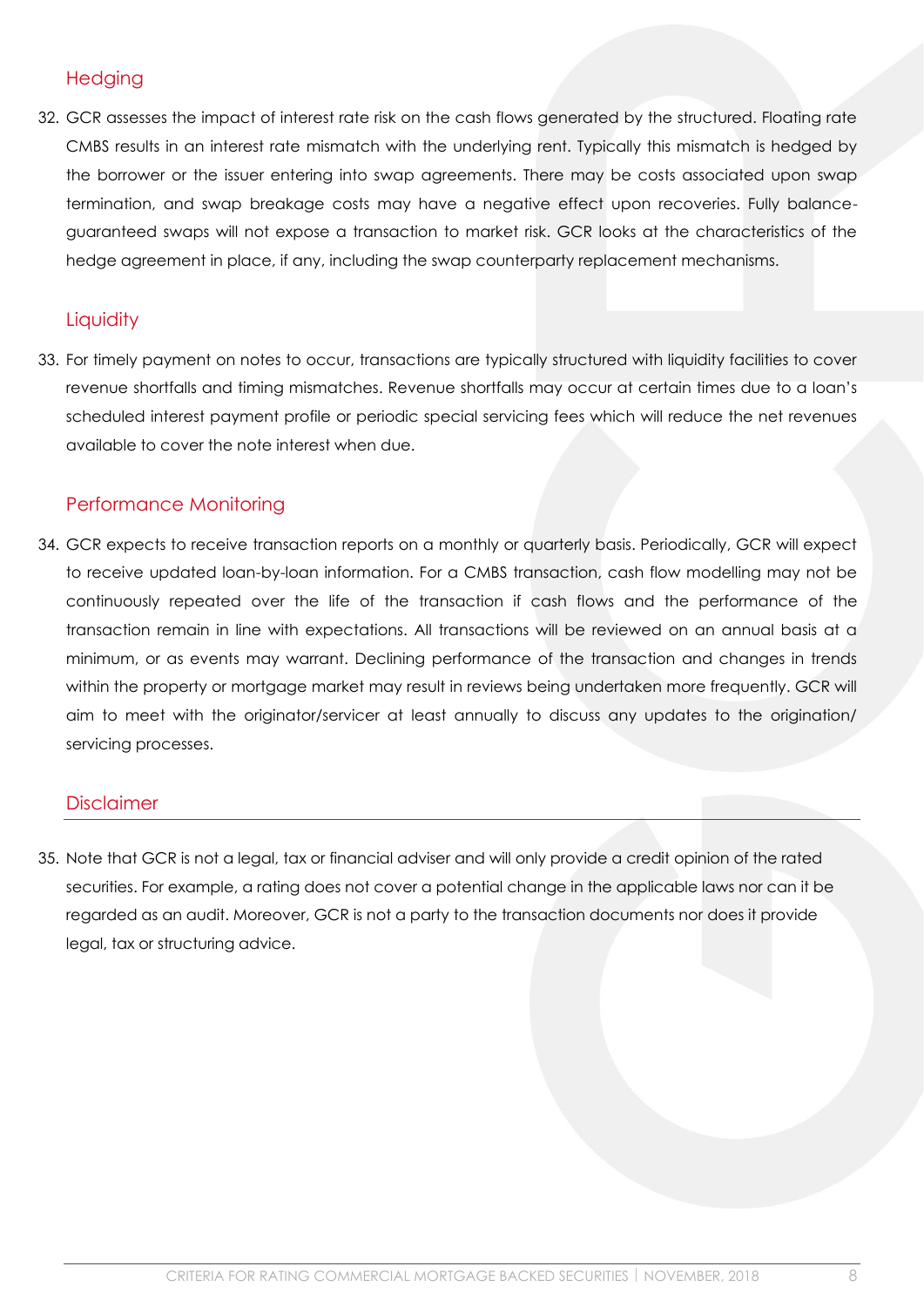## Hedging

32. GCR assesses the impact of interest rate risk on the cash flows generated by the structured. Floating rate CMBS results in an interest rate mismatch with the underlying rent. Typically this mismatch is hedged by the borrower or the issuer entering into swap agreements. There may be costs associated upon swap termination, and swap breakage costs may have a negative effect upon recoveries. Fully balance-guaranteed swaps will not expose a transaction to market risk. GCR looks at the characteristics of the hedge agreement in place, if any, including the swap counterparty replacement mechanisms.

## Liquidity

33. For timely payment on notes to occur, transactions are typically structured with liquidity facilities to cover revenue shortfalls and timing mismatches. Revenue shortfalls may occur at certain times due to a loan's scheduled interest payment profile or periodic special servicing fees which will reduce the net revenues available to cover the note interest when due.

## Performance Monitoring

34. GCR expects to receive transaction reports on a monthly or quarterly basis. Periodically, GCR will expect to receive updated loan-by-loan information. For a CMBS transaction, cash flow modelling may not be continuously repeated over the life of the transaction if cash flows and the performance of the transaction remain in line with expectations. All transactions will be reviewed on an annual basis at a minimum, or as events may warrant. Declining performance of the transaction and changes in trends within the property or mortgage market may result in reviews being undertaken more frequently. GCR will aim to meet with the originator/servicer at least annually to discuss any updates to the origination/ servicing processes.

## Disclaimer

35. Note that GCR is not a legal, tax or financial adviser and will only provide a credit opinion of the rated securities. For example, a rating does not cover a potential change in the applicable laws nor can it be regarded as an audit. Moreover, GCR is not a party to the transaction documents nor does it provide legal, tax or structuring advice.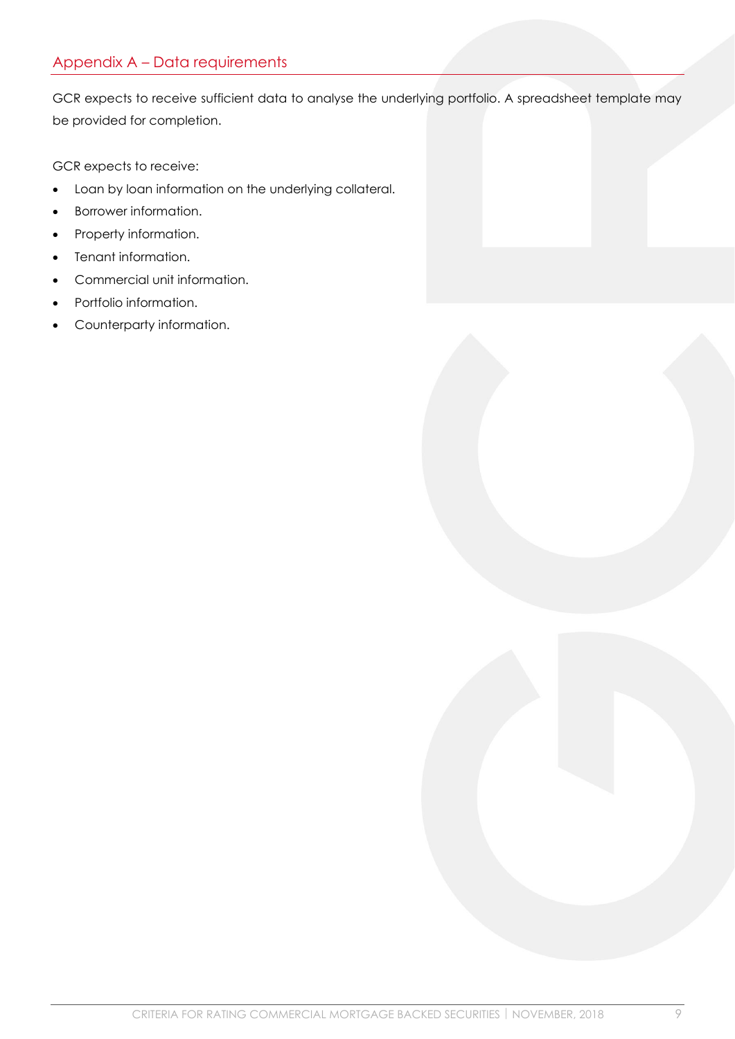## Appendix A – Data requirements

GCR expects to receive sufficient data to analyse the underlying portfolio. A spreadsheet template may be provided for completion.

GCR expects to receive:

- Loan by loan information on the underlying collateral.
- Borrower information.
- Property information.
- Tenant information.
- Commercial unit information.
- Portfolio information.
- Counterparty information.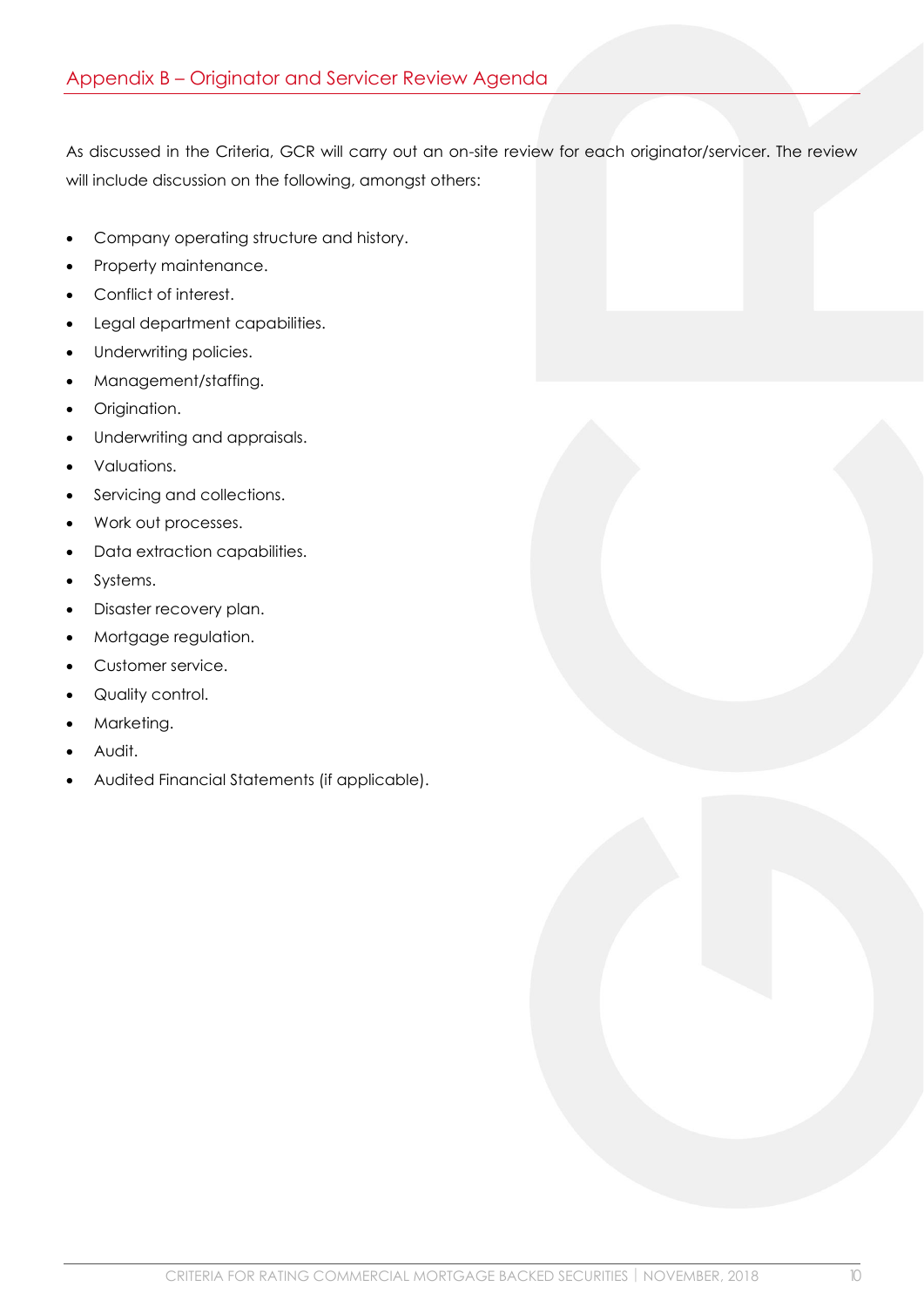## Appendix B – Originator and Servicer Review Agenda

As discussed in the Criteria, GCR will carry out an on-site review for each originator/servicer. The review will include discussion on the following, amongst others:

- Company operating structure and history.
- Property maintenance.
- Conflict of interest.
- Legal department capabilities.
- Underwriting policies.
- Management/staffing.
- Origination.
- Underwriting and appraisals.
- Valuations.
- Servicing and collections.
- Work out processes.
- Data extraction capabilities.
- Systems.
- Disaster recovery plan.
- Mortgage regulation.
- Customer service.
- Quality control.
- Marketing.
- Audit.
- Audited Financial Statements (if applicable).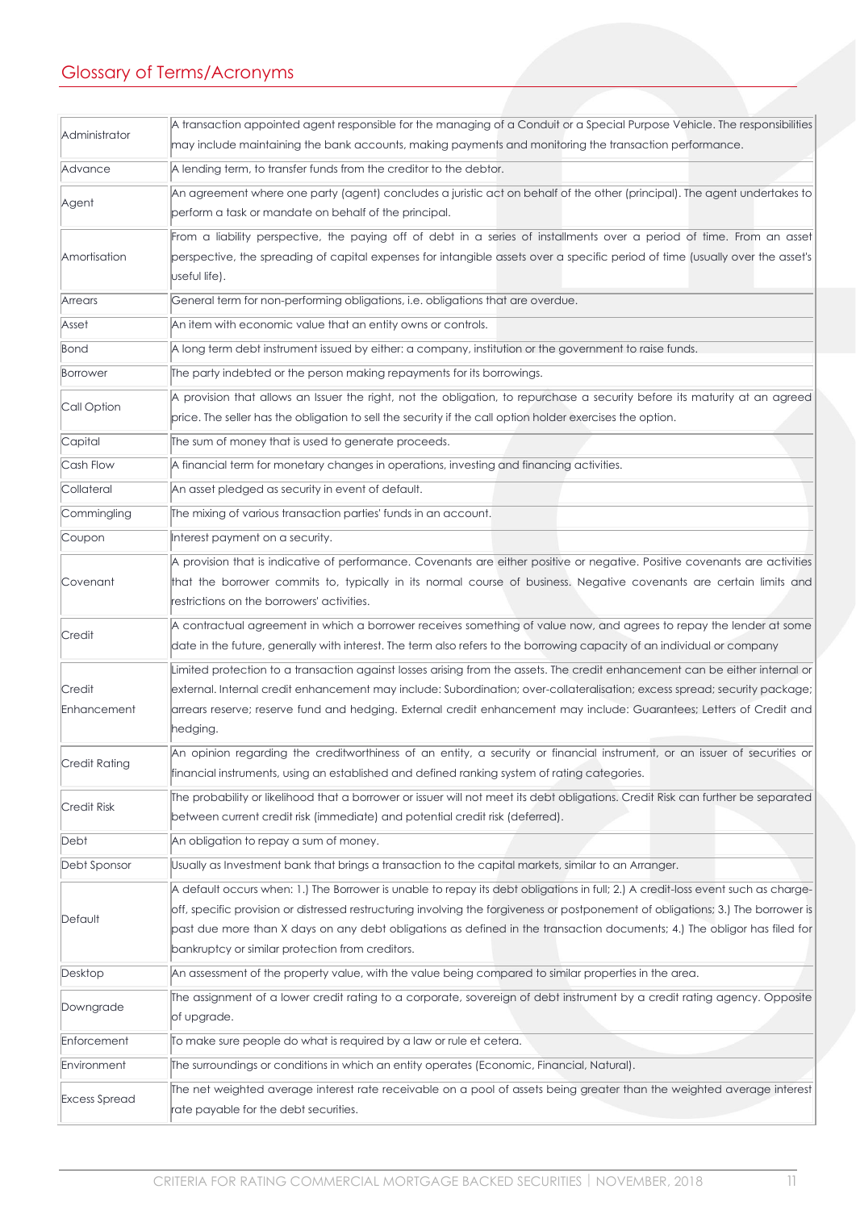## Glossary of Terms/Acronyms

| | |
|---|---|
| Administrator | A transaction appointed agent responsible for the managing of a Conduit or a Special Purpose Vehicle. The responsibilities may include maintaining the bank accounts, making payments and monitoring the transaction performance. |
| Advance | A lending term, to transfer funds from the creditor to the debtor. |
| Agent | An agreement where one party (agent) concludes a juristic act on behalf of the other (principal). The agent undertakes to perform a task or mandate on behalf of the principal. |
| Amortisation | From a liability perspective, the paying off of debt in a series of installments over a period of time. From an asset perspective, the spreading of capital expenses for intangible assets over a specific period of time (usually over the asset's useful life). |
| Arrears | General term for non-performing obligations, i.e. obligations that are overdue. |
| Asset | An item with economic value that an entity owns or controls. |
| Bond | A long term debt instrument issued by either: a company, institution or the government to raise funds. |
| Borrower | The party indebted or the person making repayments for its borrowings. |
| Call Option | A provision that allows an Issuer the right, not the obligation, to repurchase a security before its maturity at an agreed price. The seller has the obligation to sell the security if the call option holder exercises the option. |
| Capital | The sum of money that is used to generate proceeds. |
| Cash Flow | A financial term for monetary changes in operations, investing and financing activities. |
| Collateral | An asset pledged as security in event of default. |
| Commingling | The mixing of various transaction parties' funds in an account. |
| Coupon | Interest payment on a security. |
| Covenant | A provision that is indicative of performance. Covenants are either positive or negative. Positive covenants are activities that the borrower commits to, typically in its normal course of business. Negative covenants are certain limits and restrictions on the borrowers' activities. |
| Credit | A contractual agreement in which a borrower receives something of value now, and agrees to repay the lender at some date in the future, generally with interest. The term also refers to the borrowing capacity of an individual or company |
| Credit Enhancement | Limited protection to a transaction against losses arising from the assets. The credit enhancement can be either internal or external. Internal credit enhancement may include: Subordination; over-collateralisation; excess spread; security package; arrears reserve; reserve fund and hedging. External credit enhancement may include: Guarantees; Letters of Credit and hedging. |
| Credit Rating | An opinion regarding the creditworthiness of an entity, a security or financial instrument, or an issuer of securities or financial instruments, using an established and defined ranking system of rating categories. |
| Credit Risk | The probability or likelihood that a borrower or issuer will not meet its debt obligations. Credit Risk can further be separated between current credit risk (immediate) and potential credit risk (deferred). |
| Debt | An obligation to repay a sum of money. |
| Debt Sponsor | Usually as Investment bank that brings a transaction to the capital markets, similar to an Arranger. |
| Default | A default occurs when: 1.) The Borrower is unable to repay its debt obligations in full; 2.) A credit-loss event such as charge-off, specific provision or distressed restructuring involving the forgiveness or postponement of obligations; 3.) The borrower is past due more than X days on any debt obligations as defined in the transaction documents; 4.) The obligor has filed for bankruptcy or similar protection from creditors. |
| Desktop | An assessment of the property value, with the value being compared to similar properties in the area. |
| Downgrade | The assignment of a lower credit rating to a corporate, sovereign of debt instrument by a credit rating agency. Opposite of upgrade. |
| Enforcement | To make sure people do what is required by a law or rule et cetera. |
| Environment | The surroundings or conditions in which an entity operates (Economic, Financial, Natural). |
| Excess Spread | The net weighted average interest rate receivable on a pool of assets being greater than the weighted average interest rate payable for the debt securities. |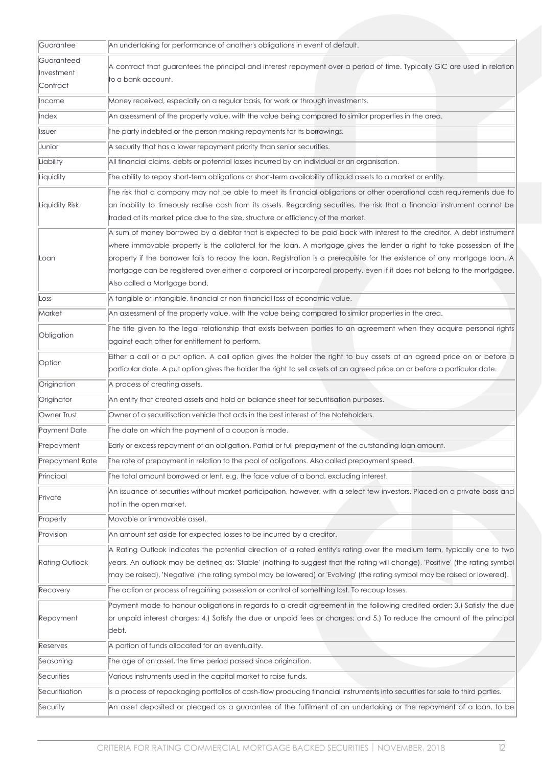| Guarantee | An undertaking for performance of another's obligations in event of default. |
|---|---|
| Guaranteed Investment Contract | A contract that guarantees the principal and interest repayment over a period of time. Typically GIC are used in relation to a bank account. |
| Income | Money received, especially on a regular basis, for work or through investments. |
| Index | An assessment of the property value, with the value being compared to similar properties in the area. |
| Issuer | The party indebted or the person making repayments for its borrowings. |
| Junior | A security that has a lower repayment priority than senior securities. |
| Liability | All financial claims, debts or potential losses incurred by an individual or an organisation. |
| Liquidity | The ability to repay short-term obligations or short-term availability of liquid assets to a market or entity. |
| Liquidity Risk | The risk that a company may not be able to meet its financial obligations or other operational cash requirements due to an inability to timeously realise cash from its assets. Regarding securities, the risk that a financial instrument cannot be traded at its market price due to the size, structure or efficiency of the market. |
| Loan | A sum of money borrowed by a debtor that is expected to be paid back with interest to the creditor. A debt instrument where immovable property is the collateral for the loan. A mortgage gives the lender a right to take possession of the property if the borrower fails to repay the loan. Registration is a prerequisite for the existence of any mortgage loan. A mortgage can be registered over either a corporeal or incorporeal property, even if it does not belong to the mortgagee. Also called a Mortgage bond. |
| Loss | A tangible or intangible, financial or non-financial loss of economic value. |
| Market | An assessment of the property value, with the value being compared to similar properties in the area. |
| Obligation | The title given to the legal relationship that exists between parties to an agreement when they acquire personal rights against each other for entitlement to perform. |
| Option | Either a call or a put option. A call option gives the holder the right to buy assets at an agreed price on or before a particular date. A put option gives the holder the right to sell assets at an agreed price on or before a particular date. |
| Origination | A process of creating assets. |
| Originator | An entity that created assets and hold on balance sheet for securitisation purposes. |
| Owner Trust | Owner of a securitisation vehicle that acts in the best interest of the Noteholders. |
| Payment Date | The date on which the payment of a coupon is made. |
| Prepayment | Early or excess repayment of an obligation. Partial or full prepayment of the outstanding loan amount. |
| Prepayment Rate | The rate of prepayment in relation to the pool of obligations. Also called prepayment speed. |
| Principal | The total amount borrowed or lent, e.g. the face value of a bond, excluding interest. |
| Private | An issuance of securities without market participation, however, with a select few investors. Placed on a private basis and not in the open market. |
| Property | Movable or immovable asset. |
| Provision | An amount set aside for expected losses to be incurred by a creditor. |
| Rating Outlook | A Rating Outlook indicates the potential direction of a rated entity's rating over the medium term, typically one to two years. An outlook may be defined as: 'Stable' (nothing to suggest that the rating will change), 'Positive' (the rating symbol may be raised), 'Negative' (the rating symbol may be lowered) or 'Evolving' (the rating symbol may be raised or lowered). |
| Recovery | The action or process of regaining possession or control of something lost. To recoup losses. |
| Repayment | Payment made to honour obligations in regards to a credit agreement in the following credited order: 3.) Satisfy the due or unpaid interest charges; 4.) Satisfy the due or unpaid fees or charges; and 5.) To reduce the amount of the principal debt. |
| Reserves | A portion of funds allocated for an eventuality. |
| Seasoning | The age of an asset, the time period passed since origination. |
| Securities | Various instruments used in the capital market to raise funds. |
| Securitisation | Is a process of repackaging portfolios of cash-flow producing financial instruments into securities for sale to third parties. |
| Security | An asset deposited or pledged as a guarantee of the fulfilment of an undertaking or the repayment of a loan, to be |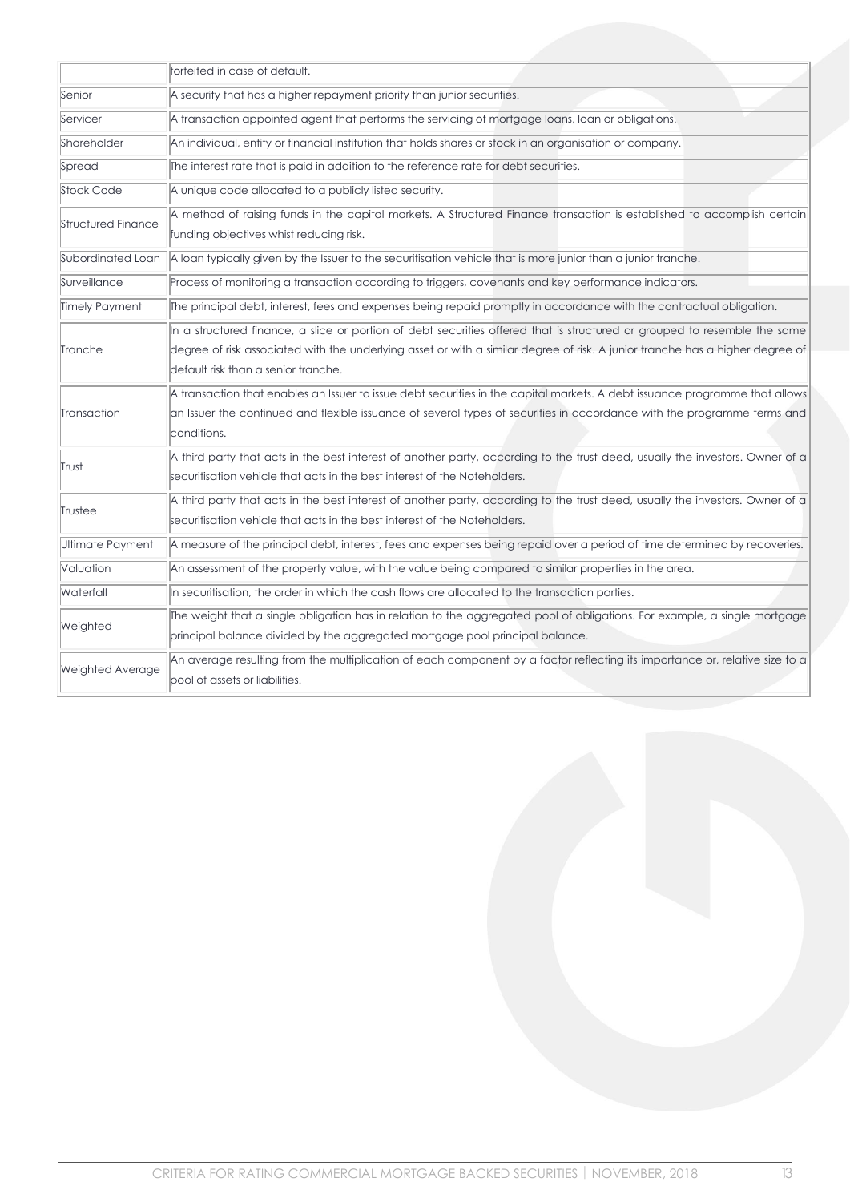|  |  |
|---|---|
|  | forfeited in case of default. |
| Senior | A security that has a higher repayment priority than junior securities. |
| Servicer | A transaction appointed agent that performs the servicing of mortgage loans, loan or obligations. |
| Shareholder | An individual, entity or financial institution that holds shares or stock in an organisation or company. |
| Spread | The interest rate that is paid in addition to the reference rate for debt securities. |
| Stock Code | A unique code allocated to a publicly listed security. |
| Structured Finance | A method of raising funds in the capital markets. A Structured Finance transaction is established to accomplish certain funding objectives whist reducing risk. |
| Subordinated Loan | A loan typically given by the Issuer to the securitisation vehicle that is more junior than a junior tranche. |
| Surveillance | Process of monitoring a transaction according to triggers, covenants and key performance indicators. |
| Timely Payment | The principal debt, interest, fees and expenses being repaid promptly in accordance with the contractual obligation. |
| Tranche | In a structured finance, a slice or portion of debt securities offered that is structured or grouped to resemble the same degree of risk associated with the underlying asset or with a similar degree of risk. A junior tranche has a higher degree of default risk than a senior tranche. |
| Transaction | A transaction that enables an Issuer to issue debt securities in the capital markets. A debt issuance programme that allows an Issuer the continued and flexible issuance of several types of securities in accordance with the programme terms and conditions. |
| Trust | A third party that acts in the best interest of another party, according to the trust deed, usually the investors. Owner of a securitisation vehicle that acts in the best interest of the Noteholders. |
| Trustee | A third party that acts in the best interest of another party, according to the trust deed, usually the investors. Owner of a securitisation vehicle that acts in the best interest of the Noteholders. |
| Ultimate Payment | A measure of the principal debt, interest, fees and expenses being repaid over a period of time determined by recoveries. |
| Valuation | An assessment of the property value, with the value being compared to similar properties in the area. |
| Waterfall | In securitisation, the order in which the cash flows are allocated to the transaction parties. |
| Weighted | The weight that a single obligation has in relation to the aggregated pool of obligations. For example, a single mortgage principal balance divided by the aggregated mortgage pool principal balance. |
| Weighted Average | An average resulting from the multiplication of each component by a factor reflecting its importance or, relative size to a pool of assets or liabilities. |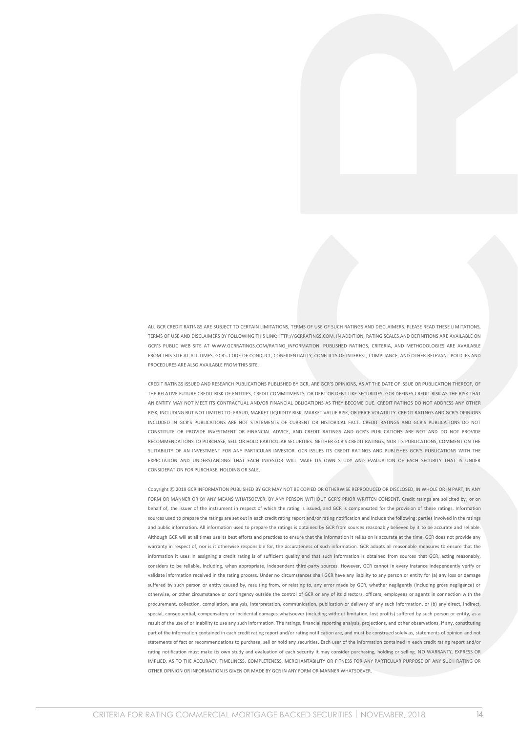ALL GCR CREDIT RATINGS ARE SUBJECT TO CERTAIN LIMITATIONS, TERMS OF USE OF SUCH RATINGS AND DISCLAIMERS. PLEASE READ THESE LIMITATIONS, TERMS OF USE AND DISCLAIMERS BY FOLLOWING THIS LINK:HTTP://GCRRATINGS.COM. IN ADDITION, RATING SCALES AND DEFINITIONS ARE AVAILABLE ON GCR'S PUBLIC WEB SITE AT WWW.GCRRATINGS.COM/RATING_INFORMATION. PUBLISHED RATINGS, CRITERIA, AND METHODOLOGIES ARE AVAILABLE FROM THIS SITE AT ALL TIMES. GCR's CODE OF CONDUCT, CONFIDENTIALITY, CONFLICTS OF INTEREST, COMPLIANCE, AND OTHER RELEVANT POLICIES AND PROCEDURES ARE ALSO AVAILABLE FROM THIS SITE.

CREDIT RATINGS ISSUED AND RESEARCH PUBLICATIONS PUBLISHED BY GCR, ARE GCR'S OPINIONS, AS AT THE DATE OF ISSUE OR PUBLICATION THEREOF, OF THE RELATIVE FUTURE CREDIT RISK OF ENTITIES, CREDIT COMMITMENTS, OR DEBT OR DEBT-LIKE SECURITIES. GCR DEFINES CREDIT RISK AS THE RISK THAT AN ENTITY MAY NOT MEET ITS CONTRACTUAL AND/OR FINANCIAL OBLIGATIONS AS THEY BECOME DUE. CREDIT RATINGS DO NOT ADDRESS ANY OTHER RISK, INCLUDING BUT NOT LIMITED TO: FRAUD, MARKET LIQUIDITY RISK, MARKET VALUE RISK, OR PRICE VOLATILITY. CREDIT RATINGS AND GCR'S OPINIONS INCLUDED IN GCR'S PUBLICATIONS ARE NOT STATEMENTS OF CURRENT OR HISTORICAL FACT. CREDIT RATINGS AND GCR'S PUBLICATIONS DO NOT CONSTITUTE OR PROVIDE INVESTMENT OR FINANCIAL ADVICE, AND CREDIT RATINGS AND GCR'S PUBLICATIONS ARE NOT AND DO NOT PROVIDE RECOMMENDATIONS TO PURCHASE, SELL OR HOLD PARTICULAR SECURITIES. NEITHER GCR'S CREDIT RATINGS, NOR ITS PUBLICATIONS, COMMENT ON THE SUITABILITY OF AN INVESTMENT FOR ANY PARTICULAR INVESTOR. GCR ISSUES ITS CREDIT RATINGS AND PUBLISHES GCR'S PUBLICATIONS WITH THE EXPECTATION AND UNDERSTANDING THAT EACH INVESTOR WILL MAKE ITS OWN STUDY AND EVALUATION OF EACH SECURITY THAT IS UNDER CONSIDERATION FOR PURCHASE, HOLDING OR SALE.

Copyright © 2019 GCR INFORMATION PUBLISHED BY GCR MAY NOT BE COPIED OR OTHERWISE REPRODUCED OR DISCLOSED, IN WHOLE OR IN PART, IN ANY FORM OR MANNER OR BY ANY MEANS WHATSOEVER, BY ANY PERSON WITHOUT GCR'S PRIOR WRITTEN CONSENT. Credit ratings are solicited by, or on behalf of, the issuer of the instrument in respect of which the rating is issued, and GCR is compensated for the provision of these ratings. Information sources used to prepare the ratings are set out in each credit rating report and/or rating notification and include the following: parties involved in the ratings and public information. All information used to prepare the ratings is obtained by GCR from sources reasonably believed by it to be accurate and reliable. Although GCR will at all times use its best efforts and practices to ensure that the information it relies on is accurate at the time, GCR does not provide any warranty in respect of, nor is it otherwise responsible for, the accurateness of such information. GCR adopts all reasonable measures to ensure that the information it uses in assigning a credit rating is of sufficient quality and that such information is obtained from sources that GCR, acting reasonably, considers to be reliable, including, when appropriate, independent third-party sources. However, GCR cannot in every instance independently verify or validate information received in the rating process. Under no circumstances shall GCR have any liability to any person or entity for (a) any loss or damage suffered by such person or entity caused by, resulting from, or relating to, any error made by GCR, whether negligently (including gross negligence) or otherwise, or other circumstance or contingency outside the control of GCR or any of its directors, officers, employees or agents in connection with the procurement, collection, compilation, analysis, interpretation, communication, publication or delivery of any such information, or (b) any direct, indirect, special, consequential, compensatory or incidental damages whatsoever (including without limitation, lost profits) suffered by such person or entity, as a result of the use of or inability to use any such information. The ratings, financial reporting analysis, projections, and other observations, if any, constituting part of the information contained in each credit rating report and/or rating notification are, and must be construed solely as, statements of opinion and not statements of fact or recommendations to purchase, sell or hold any securities. Each user of the information contained in each credit rating report and/or rating notification must make its own study and evaluation of each security it may consider purchasing, holding or selling. NO WARRANTY, EXPRESS OR IMPLIED, AS TO THE ACCURACY, TIMELINESS, COMPLETENESS, MERCHANTABILITY OR FITNESS FOR ANY PARTICULAR PURPOSE OF ANY SUCH RATING OR OTHER OPINION OR INFORMATION IS GIVEN OR MADE BY GCR IN ANY FORM OR MANNER WHATSOEVER.